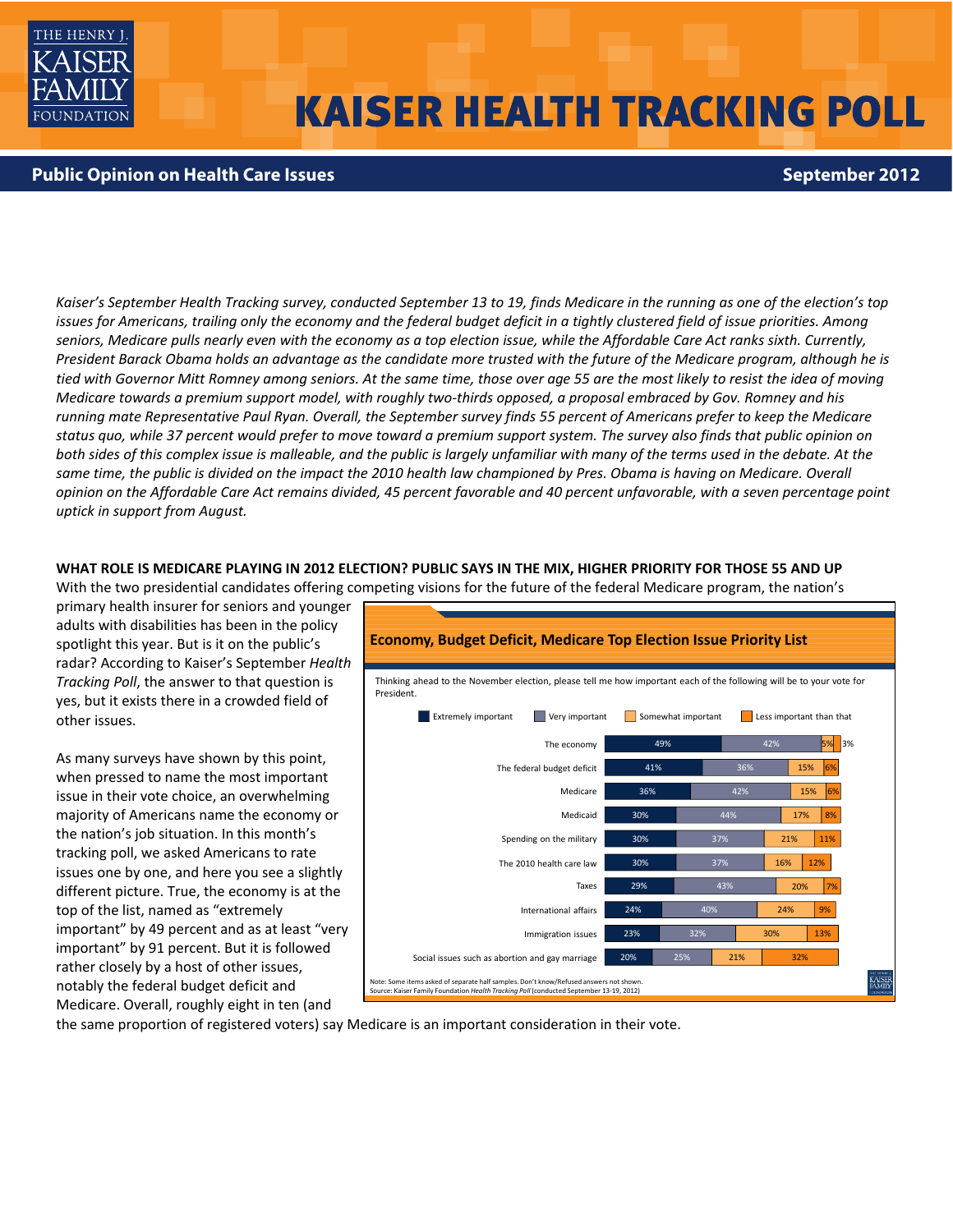# KAISER HEALTH TRACKING POLL

## Public Opinion on Health Care Issues

September 2012

*Kaiser's September Health Tracking survey, conducted September 13 to 19, finds Medicare in the running as one of the election's top issues for Americans, trailing only the economy and the federal budget deficit in a tightly clustered field of issue priorities. Among seniors, Medicare pulls nearly even with the economy as a top election issue, while the Affordable Care Act ranks sixth. Currently, President Barack Obama holds an advantage as the candidate more trusted with the future of the Medicare program, although he is tied with Governor Mitt Romney among seniors. At the same time, those over age 55 are the most likely to resist the idea of moving Medicare towards a premium support model, with roughly two-thirds opposed, a proposal embraced by Gov. Romney and his running mate Representative Paul Ryan. Overall, the September survey finds 55 percent of Americans prefer to keep the Medicare status quo, while 37 percent would prefer to move toward a premium support system. The survey also finds that public opinion on both sides of this complex issue is malleable, and the public is largely unfamiliar with many of the terms used in the debate. At the same time, the public is divided on the impact the 2010 health law championed by Pres. Obama is having on Medicare. Overall opinion on the Affordable Care Act remains divided, 45 percent favorable and 40 percent unfavorable, with a seven percentage point uptick in support from August.*

### WHAT ROLE IS MEDICARE PLAYING IN 2012 ELECTION? PUBLIC SAYS IN THE MIX, HIGHER PRIORITY FOR THOSE 55 AND UP

With the two presidential candidates offering competing visions for the future of the federal Medicare program, the nation's primary health insurer for seniors and younger adults with disabilities has been in the policy spotlight this year. But is it on the public's radar? According to Kaiser's September *Health Tracking Poll*, the answer to that question is yes, but it exists there in a crowded field of other issues.

As many surveys have shown by this point, when pressed to name the most important issue in their vote choice, an overwhelming majority of Americans name the economy or the nation's job situation. In this month's tracking poll, we asked Americans to rate issues one by one, and here you see a slightly different picture. True, the economy is at the top of the list, named as "extremely important" by 49 percent and as at least "very important" by 91 percent. But it is followed rather closely by a host of other issues, notably the federal budget deficit and Medicare. Overall, roughly eight in ten (and the same proportion of registered voters) say Medicare is an important consideration in their vote.

**Economy, Budget Deficit, Medicare Top Election Issue Priority List**

Thinking ahead to the November election, please tell me how important each of the following will be to your vote for President.

| | Extremely important | Very important | Somewhat important | Less important than that |
|---|---|---|---|---|
| The economy | 49% | 42% | 5% | 3% |
| The federal budget deficit | 41% | 36% | 15% | 6% |
| Medicare | 36% | 42% | 15% | 6% |
| Medicaid | 30% | 44% | 17% | 8% |
| Spending on the military | 30% | 37% | 21% | 11% |
| The 2010 health care law | 30% | 37% | 16% | 12% |
| Taxes | 29% | 43% | 20% | 7% |
| International affairs | 24% | 40% | 24% | 9% |
| Immigration issues | 23% | 32% | 30% | 13% |
| Social issues such as abortion and gay marriage | 20% | 25% | 21% | 32% |

Note: Some items asked of separate half samples. Don't know/Refused answers not shown.
Source: Kaiser Family Foundation *Health Tracking Poll* (conducted September 13-19, 2012)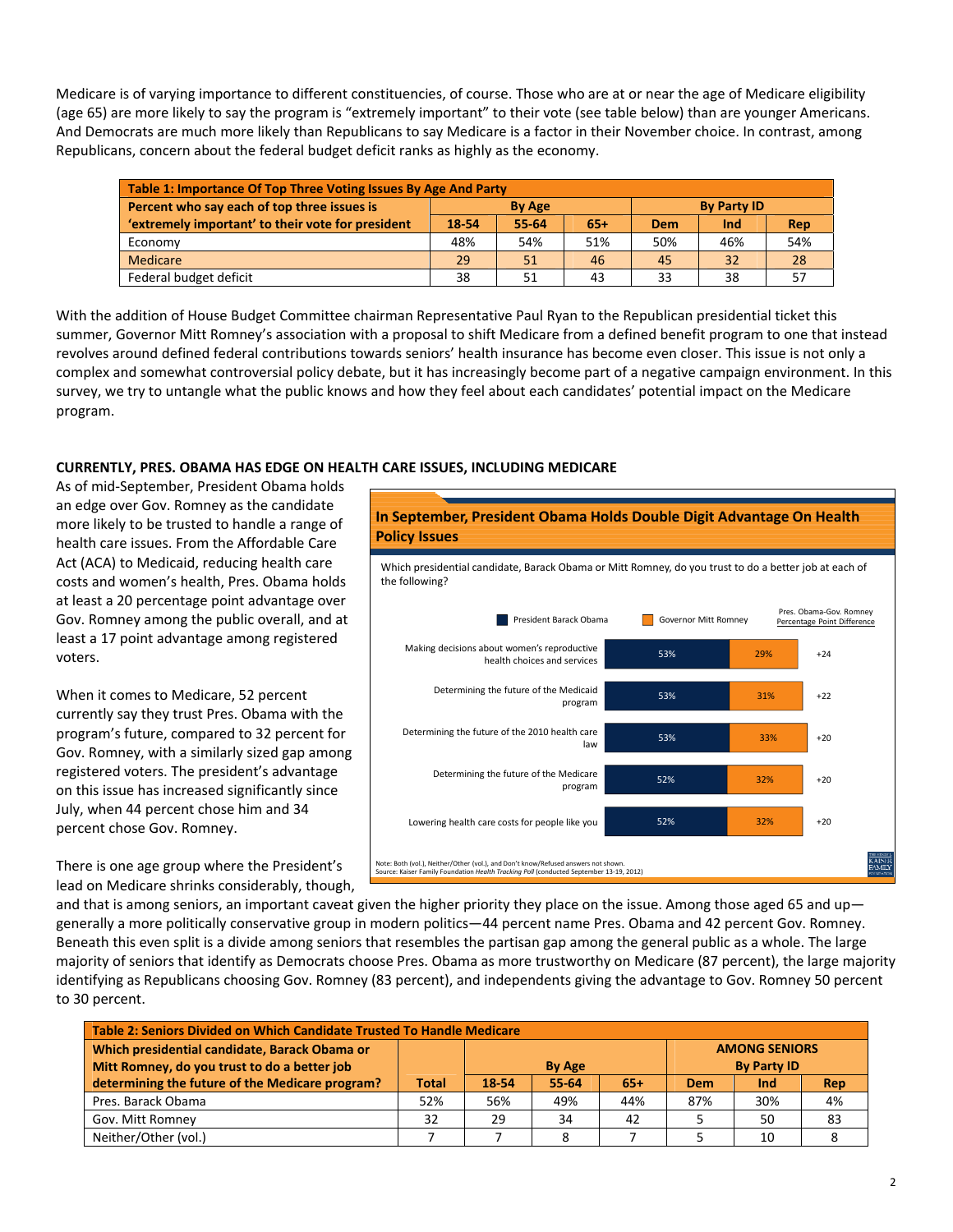Medicare is of varying importance to different constituencies, of course. Those who are at or near the age of Medicare eligibility (age 65) are more likely to say the program is "extremely important" to their vote (see table below) than are younger Americans. And Democrats are much more likely than Republicans to say Medicare is a factor in their November choice. In contrast, among Republicans, concern about the federal budget deficit ranks as highly as the economy.

**Table 1: Importance Of Top Three Voting Issues By Age And Party**

| Percent who say each of top three issues is 'extremely important' to their vote for president | By Age | | | By Party ID | | |
|---|---|---|---|---|---|---|
| | 18-54 | 55-64 | 65+ | Dem | Ind | Rep |
| Economy | 48% | 54% | 51% | 50% | 46% | 54% |
| Medicare | 29 | 51 | 46 | 45 | 32 | 28 |
| Federal budget deficit | 38 | 51 | 43 | 33 | 38 | 57 |

With the addition of House Budget Committee chairman Representative Paul Ryan to the Republican presidential ticket this summer, Governor Mitt Romney's association with a proposal to shift Medicare from a defined benefit program to one that instead revolves around defined federal contributions towards seniors' health insurance has become even closer. This issue is not only a complex and somewhat controversial policy debate, but it has increasingly become part of a negative campaign environment. In this survey, we try to untangle what the public knows and how they feel about each candidates' potential impact on the Medicare program.

## CURRENTLY, PRES. OBAMA HAS EDGE ON HEALTH CARE ISSUES, INCLUDING MEDICARE

As of mid-September, President Obama holds an edge over Gov. Romney as the candidate more likely to be trusted to handle a range of health care issues. From the Affordable Care Act (ACA) to Medicaid, reducing health care costs and women's health, Pres. Obama holds at least a 20 percentage point advantage over Gov. Romney among the public overall, and at least a 17 point advantage among registered voters.

When it comes to Medicare, 52 percent currently say they trust Pres. Obama with the program's future, compared to 32 percent for Gov. Romney, with a similarly sized gap among registered voters. The president's advantage on this issue has increased significantly since July, when 44 percent chose him and 34 percent chose Gov. Romney.

**In September, President Obama Holds Double Digit Advantage On Health Policy Issues**

Which presidential candidate, Barack Obama or Mitt Romney, do you trust to do a better job at each of the following?

| | President Barack Obama | Governor Mitt Romney | Pres. Obama-Gov. Romney Percentage Point Difference |
|---|---|---|---|
| Making decisions about women's reproductive health choices and services | 53% | 29% | +24 |
| Determining the future of the Medicaid program | 53% | 31% | +22 |
| Determining the future of the 2010 health care law | 53% | 33% | +20 |
| Determining the future of the Medicare program | 52% | 32% | +20 |
| Lowering health care costs for people like you | 52% | 32% | +20 |

Note: Both (vol.), Neither/Other (vol.), and Don't know/Refused answers not shown.
Source: Kaiser Family Foundation *Health Tracking Poll* (conducted September 13-19, 2012)

There is one age group where the President's lead on Medicare shrinks considerably, though, and that is among seniors, an important caveat given the higher priority they place on the issue. Among those aged 65 and up—generally a more politically conservative group in modern politics—44 percent name Pres. Obama and 42 percent Gov. Romney. Beneath this even split is a divide among seniors that resembles the partisan gap among the general public as a whole. The large majority of seniors that identify as Democrats choose Pres. Obama as more trustworthy on Medicare (87 percent), the large majority identifying as Republicans choosing Gov. Romney (83 percent), and independents giving the advantage to Gov. Romney 50 percent to 30 percent.

**Table 2: Seniors Divided on Which Candidate Trusted To Handle Medicare**

| Which presidential candidate, Barack Obama or Mitt Romney, do you trust to do a better job determining the future of the Medicare program? | Total | By Age | | | AMONG SENIORS By Party ID | | |
|---|---|---|---|---|---|---|---|
| | | 18-54 | 55-64 | 65+ | Dem | Ind | Rep |
| Pres. Barack Obama | 52% | 56% | 49% | 44% | 87% | 30% | 4% |
| Gov. Mitt Romney | 32 | 29 | 34 | 42 | 5 | 50 | 83 |
| Neither/Other (vol.) | 7 | 7 | 8 | 7 | 5 | 10 | 8 |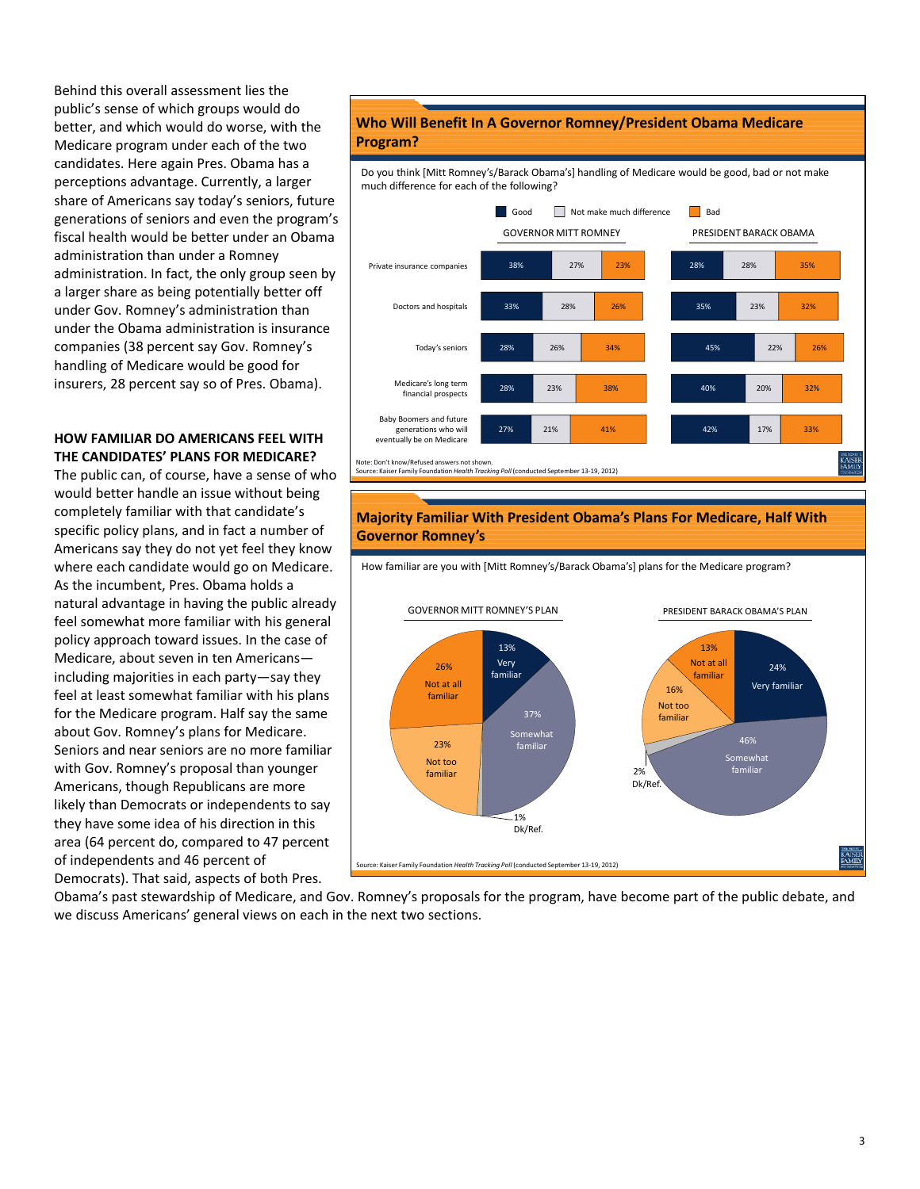Behind this overall assessment lies the public's sense of which groups would do better, and which would do worse, with the Medicare program under each of the two candidates. Here again Pres. Obama has a perceptions advantage. Currently, a larger share of Americans say today's seniors, future generations of seniors and even the program's fiscal health would be better under an Obama administration than under a Romney administration. In fact, the only group seen by a larger share as being potentially better off under Gov. Romney's administration than under the Obama administration is insurance companies (38 percent say Gov. Romney's handling of Medicare would be good for insurers, 28 percent say so of Pres. Obama).

### Who Will Benefit In A Governor Romney/President Obama Medicare Program?

Do you think [Mitt Romney's/Barack Obama's] handling of Medicare would be good, bad or not make much difference for each of the following?

| | Governor Mitt Romney | | | President Barack Obama | | |
|---|---|---|---|---|---|---|
| | Good | Not make much difference | Bad | Good | Not make much difference | Bad |
| Private insurance companies | 38% | 27% | 23% | 28% | 28% | 35% |
| Doctors and hospitals | 33% | 28% | 26% | 35% | 23% | 32% |
| Today's seniors | 28% | 26% | 34% | 45% | 22% | 26% |
| Medicare's long term financial prospects | 28% | 23% | 38% | 40% | 20% | 32% |
| Baby Boomers and future generations who will eventually be on Medicare | 27% | 21% | 41% | 42% | 17% | 33% |

Note: Don't know/Refused answers not shown.
Source: Kaiser Family Foundation *Health Tracking Poll* (conducted September 13-19, 2012)

### HOW FAMILIAR DO AMERICANS FEEL WITH THE CANDIDATES' PLANS FOR MEDICARE?

The public can, of course, have a sense of who would better handle an issue without being completely familiar with that candidate's specific policy plans, and in fact a number of Americans say they do not yet feel they know where each candidate would go on Medicare. As the incumbent, Pres. Obama holds a natural advantage in having the public already feel somewhat more familiar with his general policy approach toward issues. In the case of Medicare, about seven in ten Americans—including majorities in each party—say they feel at least somewhat familiar with his plans for the Medicare program. Half say the same about Gov. Romney's plans for Medicare. Seniors and near seniors are no more familiar with Gov. Romney's proposal than younger Americans, though Republicans are more likely than Democrats or independents to say they have some idea of his direction in this area (64 percent do, compared to 47 percent of independents and 46 percent of Democrats). That said, aspects of both Pres. Obama's past stewardship of Medicare, and Gov. Romney's proposals for the program, have become part of the public debate, and we discuss Americans' general views on each in the next two sections.

### Majority Familiar With President Obama's Plans For Medicare, Half With Governor Romney's

How familiar are you with [Mitt Romney's/Barack Obama's] plans for the Medicare program?

| | Governor Mitt Romney's Plan | President Barack Obama's Plan |
|---|---|---|
| Very familiar | 13% | 24% |
| Somewhat familiar | 37% | 46% |
| Not too familiar | 23% | 16% |
| Not at all familiar | 26% | 13% |
| Dk/Ref. | 1% | 2% |

Source: Kaiser Family Foundation *Health Tracking Poll* (conducted September 13-19, 2012)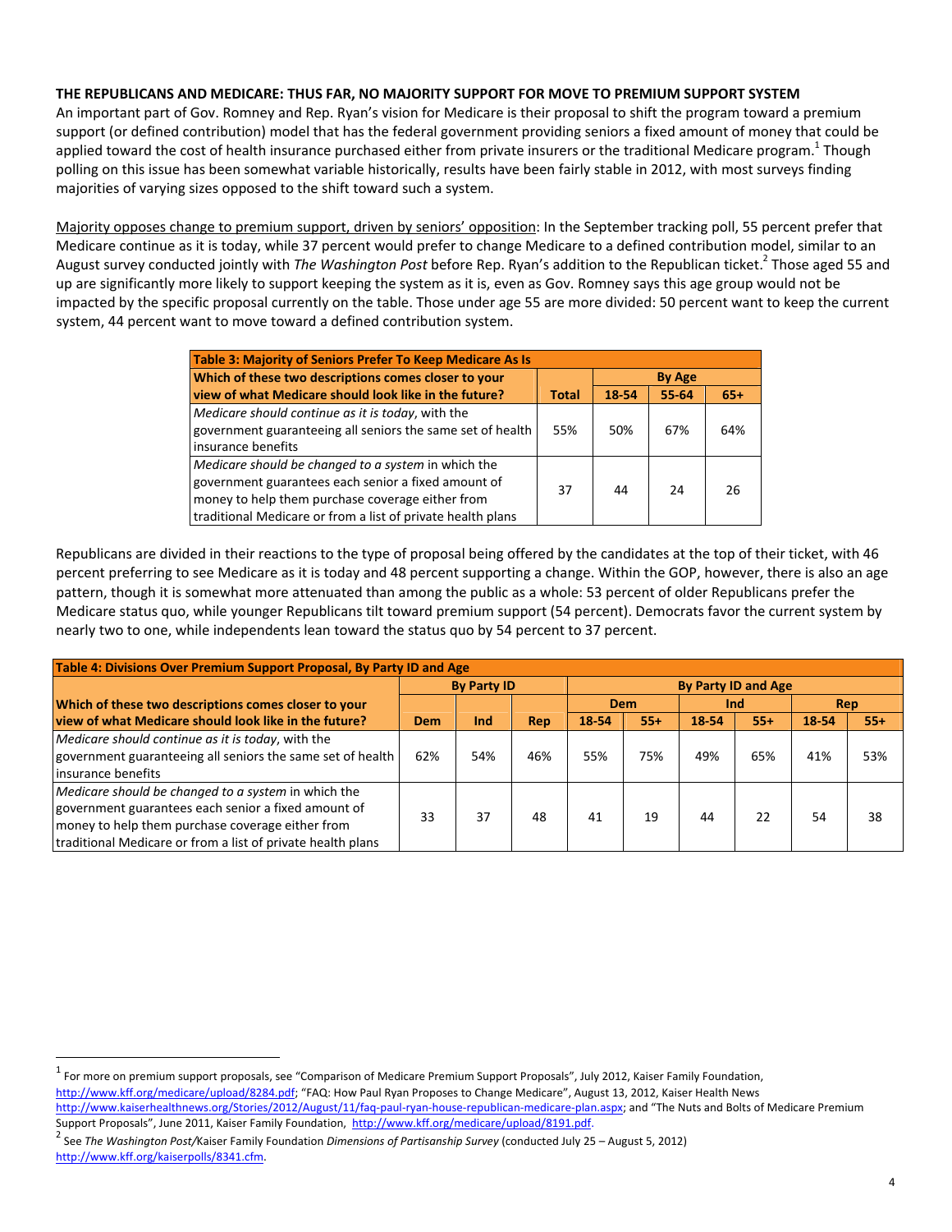**THE REPUBLICANS AND MEDICARE: THUS FAR, NO MAJORITY SUPPORT FOR MOVE TO PREMIUM SUPPORT SYSTEM**

An important part of Gov. Romney and Rep. Ryan's vision for Medicare is their proposal to shift the program toward a premium support (or defined contribution) model that has the federal government providing seniors a fixed amount of money that could be applied toward the cost of health insurance purchased either from private insurers or the traditional Medicare program.[1] Though polling on this issue has been somewhat variable historically, results have been fairly stable in 2012, with most surveys finding majorities of varying sizes opposed to the shift toward such a system.

Majority opposes change to premium support, driven by seniors' opposition: In the September tracking poll, 55 percent prefer that Medicare continue as it is today, while 37 percent would prefer to change Medicare to a defined contribution model, similar to an August survey conducted jointly with *The Washington Post* before Rep. Ryan's addition to the Republican ticket.[2] Those aged 55 and up are significantly more likely to support keeping the system as it is, even as Gov. Romney says this age group would not be impacted by the specific proposal currently on the table. Those under age 55 are more divided: 50 percent want to keep the current system, 44 percent want to move toward a defined contribution system.

| **Table 3: Majority of Seniors Prefer To Keep Medicare As Is** | | | | |
|---|---|---|---|---|
| **Which of these two descriptions comes closer to your view of what Medicare should look like in the future?** | **Total** | **By Age** | | |
| | | **18-54** | **55-64** | **65+** |
| *Medicare should continue as it is today*, with the government guaranteeing all seniors the same set of health insurance benefits | 55% | 50% | 67% | 64% |
| *Medicare should be changed to a system* in which the government guarantees each senior a fixed amount of money to help them purchase coverage either from traditional Medicare or from a list of private health plans | 37 | 44 | 24 | 26 |

Republicans are divided in their reactions to the type of proposal being offered by the candidates at the top of their ticket, with 46 percent preferring to see Medicare as it is today and 48 percent supporting a change. Within the GOP, however, there is also an age pattern, though it is somewhat more attenuated than among the public as a whole: 53 percent of older Republicans prefer the Medicare status quo, while younger Republicans tilt toward premium support (54 percent). Democrats favor the current system by nearly two to one, while independents lean toward the status quo by 54 percent to 37 percent.

| **Table 4: Divisions Over Premium Support Proposal, By Party ID and Age** | | | | | | | | | |
|---|---|---|---|---|---|---|---|---|---|
| | **By Party ID** | | | **By Party ID and Age** | | | | | |
| **Which of these two descriptions comes closer to your view of what Medicare should look like in the future?** | | | | **Dem** | | **Ind** | | **Rep** | |
| | **Dem** | **Ind** | **Rep** | **18-54** | **55+** | **18-54** | **55+** | **18-54** | **55+** |
| *Medicare should continue as it is today*, with the government guaranteeing all seniors the same set of health insurance benefits | 62% | 54% | 46% | 55% | 75% | 49% | 65% | 41% | 53% |
| *Medicare should be changed to a system* in which the government guarantees each senior a fixed amount of money to help them purchase coverage either from traditional Medicare or from a list of private health plans | 33 | 37 | 48 | 41 | 19 | 44 | 22 | 54 | 38 |

---

[1] For more on premium support proposals, see "Comparison of Medicare Premium Support Proposals", July 2012, Kaiser Family Foundation, http://www.kff.org/medicare/upload/8284.pdf; "FAQ: How Paul Ryan Proposes to Change Medicare", August 13, 2012, Kaiser Health News http://www.kaiserhealthnews.org/Stories/2012/August/11/faq-paul-ryan-house-republican-medicare-plan.aspx; and "The Nuts and Bolts of Medicare Premium Support Proposals", June 2011, Kaiser Family Foundation, http://www.kff.org/medicare/upload/8191.pdf.

[2] See *The Washington Post*/Kaiser Family Foundation *Dimensions of Partisanship Survey* (conducted July 25 – August 5, 2012) http://www.kff.org/kaiserpolls/8341.cfm.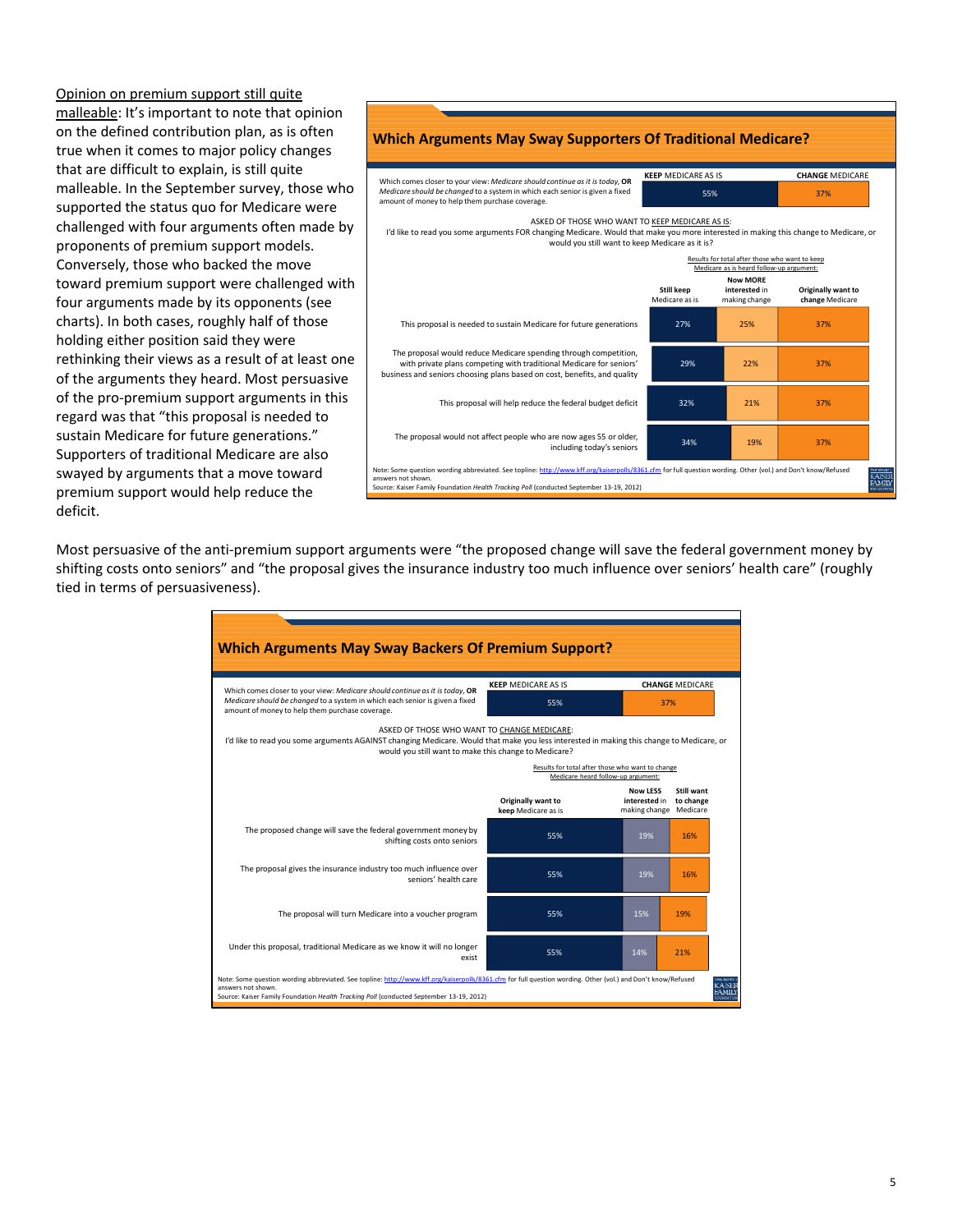Opinion on premium support still quite malleable: It's important to note that opinion on the defined contribution plan, as is often true when it comes to major policy changes that are difficult to explain, is still quite malleable. In the September survey, those who supported the status quo for Medicare were challenged with four arguments often made by proponents of premium support models. Conversely, those who backed the move toward premium support were challenged with four arguments made by its opponents (see charts). In both cases, roughly half of those holding either position said they were rethinking their views as a result of at least one of the arguments they heard. Most persuasive of the pro-premium support arguments in this regard was that "this proposal is needed to sustain Medicare for future generations." Supporters of traditional Medicare are also swayed by arguments that a move toward premium support would help reduce the deficit.

## Which Arguments May Sway Supporters Of Traditional Medicare?

Which comes closer to your view: *Medicare should continue as it is today*, **OR** *Medicare should be changed* to a system in which each senior is given a fixed amount of money to help them purchase coverage.

| KEEP MEDICARE AS IS | CHANGE MEDICARE |
|---|---|
| 55% | 37% |

ASKED OF THOSE WHO WANT TO KEEP MEDICARE AS IS:
I'd like to read you some arguments FOR changing Medicare. Would that make you more interested in making this change to Medicare, or would you still want to keep Medicare as it is?

Results for total after those who want to keep Medicare as is heard follow-up argument:

| | Still keep Medicare as is | Now MORE interested in making change | Originally want to change Medicare |
|---|---|---|---|
| This proposal is needed to sustain Medicare for future generations | 27% | 25% | 37% |
| The proposal would reduce Medicare spending through competition, with private plans competing with traditional Medicare for seniors' business and seniors choosing plans based on cost, benefits, and quality | 29% | 22% | 37% |
| This proposal will help reduce the federal budget deficit | 32% | 21% | 37% |
| The proposal would not affect people who are now ages 55 or older, including today's seniors | 34% | 19% | 37% |

Note: Some question wording abbreviated. See topline: http://www.kff.org/kaiserpolls/8361.cfm for full question wording. Other (vol.) and Don't know/Refused answers not shown.
Source: Kaiser Family Foundation *Health Tracking Poll* (conducted September 13-19, 2012)

Most persuasive of the anti-premium support arguments were "the proposed change will save the federal government money by shifting costs onto seniors" and "the proposal gives the insurance industry too much influence over seniors' health care" (roughly tied in terms of persuasiveness).

## Which Arguments May Sway Backers Of Premium Support?

Which comes closer to your view: *Medicare should continue as it is today*, **OR** *Medicare should be changed* to a system in which each senior is given a fixed amount of money to help them purchase coverage.

| KEEP MEDICARE AS IS | CHANGE MEDICARE |
|---|---|
| 55% | 37% |

ASKED OF THOSE WHO WANT TO CHANGE MEDICARE:
I'd like to read you some arguments AGAINST changing Medicare. Would that make you less interested in making this change to Medicare, or would you still want to make this change to Medicare?

Results for total after those who want to change Medicare heard follow-up argument:

| | Originally want to keep Medicare as is | Now LESS interested in making change | Still want to change Medicare |
|---|---|---|---|
| The proposed change will save the federal government money by shifting costs onto seniors | 55% | 19% | 16% |
| The proposal gives the insurance industry too much influence over seniors' health care | 55% | 19% | 16% |
| The proposal will turn Medicare into a voucher program | 55% | 15% | 19% |
| Under this proposal, traditional Medicare as we know it will no longer exist | 55% | 14% | 21% |

Note: Some question wording abbreviated. See topline: http://www.kff.org/kaiserpolls/8361.cfm for full question wording. Other (vol.) and Don't know/Refused answers not shown.
Source: Kaiser Family Foundation *Health Tracking Poll* (conducted September 13-19, 2012)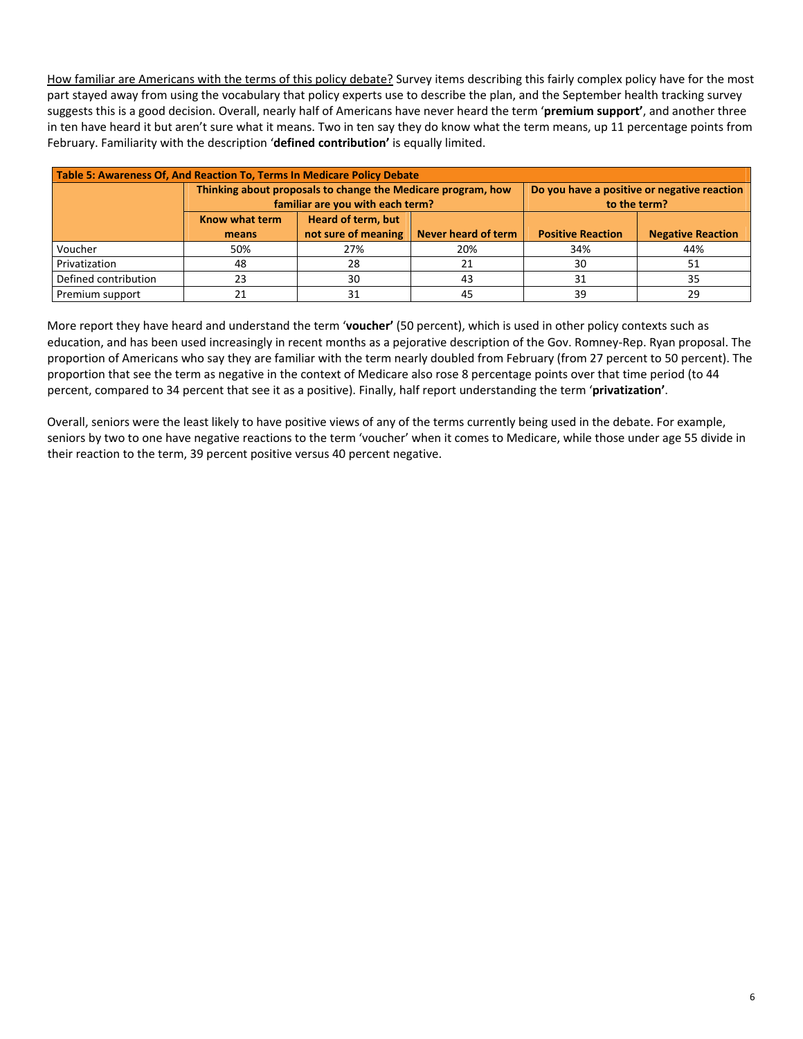How familiar are Americans with the terms of this policy debate? Survey items describing this fairly complex policy have for the most part stayed away from using the vocabulary that policy experts use to describe the plan, and the September health tracking survey suggests this is a good decision. Overall, nearly half of Americans have never heard the term '**premium support'**, and another three in ten have heard it but aren't sure what it means. Two in ten say they do know what the term means, up 11 percentage points from February. Familiarity with the description '**defined contribution'** is equally limited.

**Table 5: Awareness Of, And Reaction To, Terms In Medicare Policy Debate**

| | Thinking about proposals to change the Medicare program, how familiar are you with each term? | | | Do you have a positive or negative reaction to the term? | |
|---|---|---|---|---|---|
| | Know what term means | Heard of term, but not sure of meaning | Never heard of term | Positive Reaction | Negative Reaction |
| Voucher | 50% | 27% | 20% | 34% | 44% |
| Privatization | 48 | 28 | 21 | 30 | 51 |
| Defined contribution | 23 | 30 | 43 | 31 | 35 |
| Premium support | 21 | 31 | 45 | 39 | 29 |

More report they have heard and understand the term '**voucher'** (50 percent), which is used in other policy contexts such as education, and has been used increasingly in recent months as a pejorative description of the Gov. Romney-Rep. Ryan proposal. The proportion of Americans who say they are familiar with the term nearly doubled from February (from 27 percent to 50 percent). The proportion that see the term as negative in the context of Medicare also rose 8 percentage points over that time period (to 44 percent, compared to 34 percent that see it as a positive). Finally, half report understanding the term '**privatization'**.

Overall, seniors were the least likely to have positive views of any of the terms currently being used in the debate. For example, seniors by two to one have negative reactions to the term 'voucher' when it comes to Medicare, while those under age 55 divide in their reaction to the term, 39 percent positive versus 40 percent negative.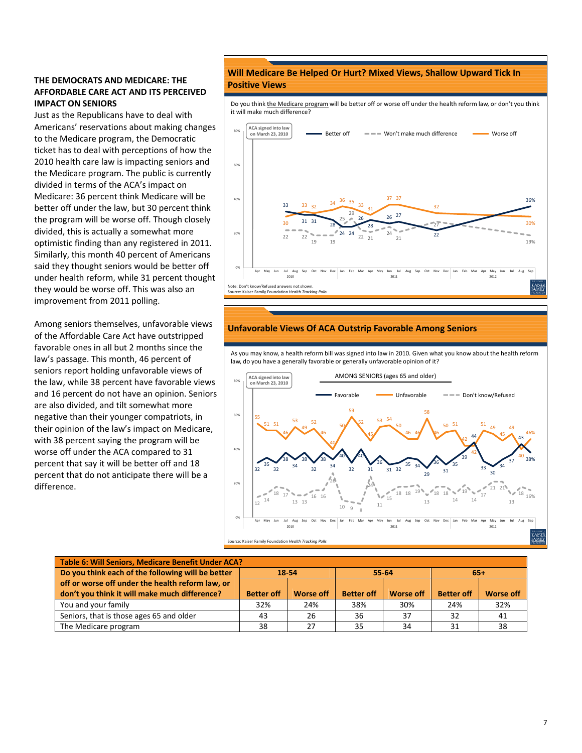**THE DEMOCRATS AND MEDICARE: THE AFFORDABLE CARE ACT AND ITS PERCEIVED IMPACT ON SENIORS**

Just as the Republicans have to deal with Americans' reservations about making changes to the Medicare program, the Democratic ticket has to deal with perceptions of how the 2010 health care law is impacting seniors and the Medicare program. The public is currently divided in terms of the ACA's impact on Medicare: 36 percent think Medicare will be better off under the law, but 30 percent think the program will be worse off. Though closely divided, this is actually a somewhat more optimistic finding than any registered in 2011. Similarly, this month 40 percent of Americans said they thought seniors would be better off under health reform, while 31 percent thought they would be worse off. This was also an improvement from 2011 polling.

Among seniors themselves, unfavorable views of the Affordable Care Act have outstripped favorable ones in all but 2 months since the law's passage. This month, 46 percent of seniors report holding unfavorable views of the law, while 38 percent have favorable views and 16 percent do not have an opinion. Seniors are also divided, and tilt somewhat more negative than their younger compatriots, in their opinion of the law's impact on Medicare, with 38 percent saying the program will be worse off under the ACA compared to 31 percent that say it will be better off and 18 percent that do not anticipate there will be a difference.

**Will Medicare Be Helped Or Hurt? Mixed Views, Shallow Upward Tick In Positive Views**

Do you think the Medicare program will be better off or worse off under the health reform law, or don't you think it will make much difference?

Note: Don't know/Refused answers not shown.
Source: Kaiser Family Foundation *Health Tracking Polls*

**Unfavorable Views Of ACA Outstrip Favorable Among Seniors**

As you may know, a health reform bill was signed into law in 2010. Given what you know about the health reform law, do you have a generally favorable or generally unfavorable opinion of it?

AMONG SENIORS (ages 65 and older)

Source: Kaiser Family Foundation *Health Tracking Polls*

| Table 6: Will Seniors, Medicare Benefit Under ACA? | | | | | | |
|---|---|---|---|---|---|---|
| Do you think each of the following will be better off or worse off under the health reform law, or don't you think it will make much difference? | 18-54 | | 55-64 | | 65+ | |
| | Better off | Worse off | Better off | Worse off | Better off | Worse off |
| You and your family | 32% | 24% | 38% | 30% | 24% | 32% |
| Seniors, that is those ages 65 and older | 43 | 26 | 36 | 37 | 32 | 41 |
| The Medicare program | 38 | 27 | 35 | 34 | 31 | 38 |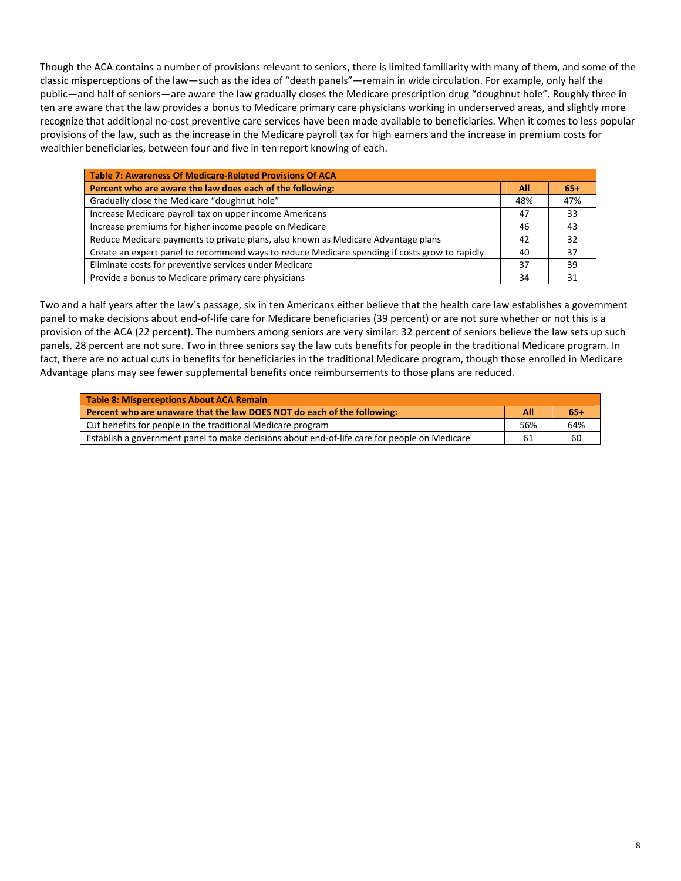Though the ACA contains a number of provisions relevant to seniors, there is limited familiarity with many of them, and some of the classic misperceptions of the law—such as the idea of "death panels"—remain in wide circulation. For example, only half the public—and half of seniors—are aware the law gradually closes the Medicare prescription drug "doughnut hole". Roughly three in ten are aware that the law provides a bonus to Medicare primary care physicians working in underserved areas, and slightly more recognize that additional no-cost preventive care services have been made available to beneficiaries. When it comes to less popular provisions of the law, such as the increase in the Medicare payroll tax for high earners and the increase in premium costs for wealthier beneficiaries, between four and five in ten report knowing of each.

| Table 7: Awareness Of Medicare-Related Provisions Of ACA | | |
|---|---|---|
| **Percent who are aware the law does each of the following:** | **All** | **65+** |
| Gradually close the Medicare "doughnut hole" | 48% | 47% |
| Increase Medicare payroll tax on upper income Americans | 47 | 33 |
| Increase premiums for higher income people on Medicare | 46 | 43 |
| Reduce Medicare payments to private plans, also known as Medicare Advantage plans | 42 | 32 |
| Create an expert panel to recommend ways to reduce Medicare spending if costs grow to rapidly | 40 | 37 |
| Eliminate costs for preventive services under Medicare | 37 | 39 |
| Provide a bonus to Medicare primary care physicians | 34 | 31 |

Two and a half years after the law's passage, six in ten Americans either believe that the health care law establishes a government panel to make decisions about end-of-life care for Medicare beneficiaries (39 percent) or are not sure whether or not this is a provision of the ACA (22 percent). The numbers among seniors are very similar: 32 percent of seniors believe the law sets up such panels, 28 percent are not sure. Two in three seniors say the law cuts benefits for people in the traditional Medicare program. In fact, there are no actual cuts in benefits for beneficiaries in the traditional Medicare program, though those enrolled in Medicare Advantage plans may see fewer supplemental benefits once reimbursements to those plans are reduced.

| Table 8: Misperceptions About ACA Remain | | |
|---|---|---|
| **Percent who are unaware that the law DOES NOT do each of the following:** | **All** | **65+** |
| Cut benefits for people in the traditional Medicare program | 56% | 64% |
| Establish a government panel to make decisions about end-of-life care for people on Medicare | 61 | 60 |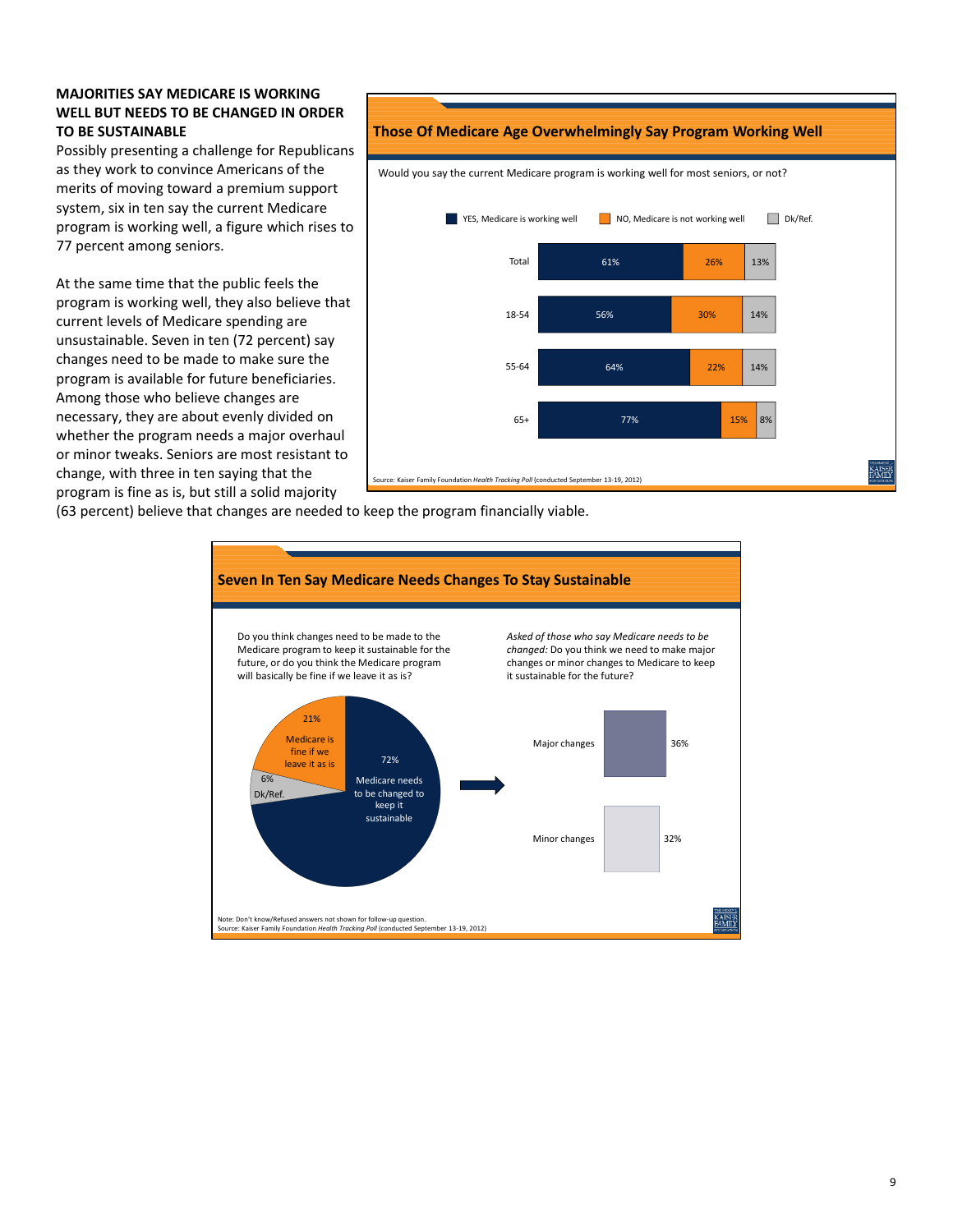**MAJORITIES SAY MEDICARE IS WORKING WELL BUT NEEDS TO BE CHANGED IN ORDER TO BE SUSTAINABLE**

Possibly presenting a challenge for Republicans as they work to convince Americans of the merits of moving toward a premium support system, six in ten say the current Medicare program is working well, a figure which rises to 77 percent among seniors.

At the same time that the public feels the program is working well, they also believe that current levels of Medicare spending are unsustainable. Seven in ten (72 percent) say changes need to be made to make sure the program is available for future beneficiaries. Among those who believe changes are necessary, they are about evenly divided on whether the program needs a major overhaul or minor tweaks. Seniors are most resistant to change, with three in ten saying that the program is fine as is, but still a solid majority (63 percent) believe that changes are needed to keep the program financially viable.

**Those Of Medicare Age Overwhelmingly Say Program Working Well**

Would you say the current Medicare program is working well for most seniors, or not?

| | YES, Medicare is working well | NO, Medicare is not working well | Dk/Ref. |
|---|---|---|---|
| Total | 61% | 26% | 13% |
| 18-54 | 56% | 30% | 14% |
| 55-64 | 64% | 22% | 14% |
| 65+ | 77% | 15% | 8% |

Source: Kaiser Family Foundation *Health Tracking Poll* (conducted September 13-19, 2012)

**Seven In Ten Say Medicare Needs Changes To Stay Sustainable**

Do you think changes need to be made to the Medicare program to keep it sustainable for the future, or do you think the Medicare program will basically be fine if we leave it as is?

| Response | Percent |
|---|---|
| Medicare needs to be changed to keep it sustainable | 72% |
| Medicare is fine if we leave it as is | 21% |
| Dk/Ref. | 6% |

*Asked of those who say Medicare needs to be changed:* Do you think we need to make major changes or minor changes to Medicare to keep it sustainable for the future?

| Response | Percent |
|---|---|
| Major changes | 36% |
| Minor changes | 32% |

Note: Don't know/Refused answers not shown for follow-up question.
Source: Kaiser Family Foundation *Health Tracking Poll* (conducted September 13-19, 2012)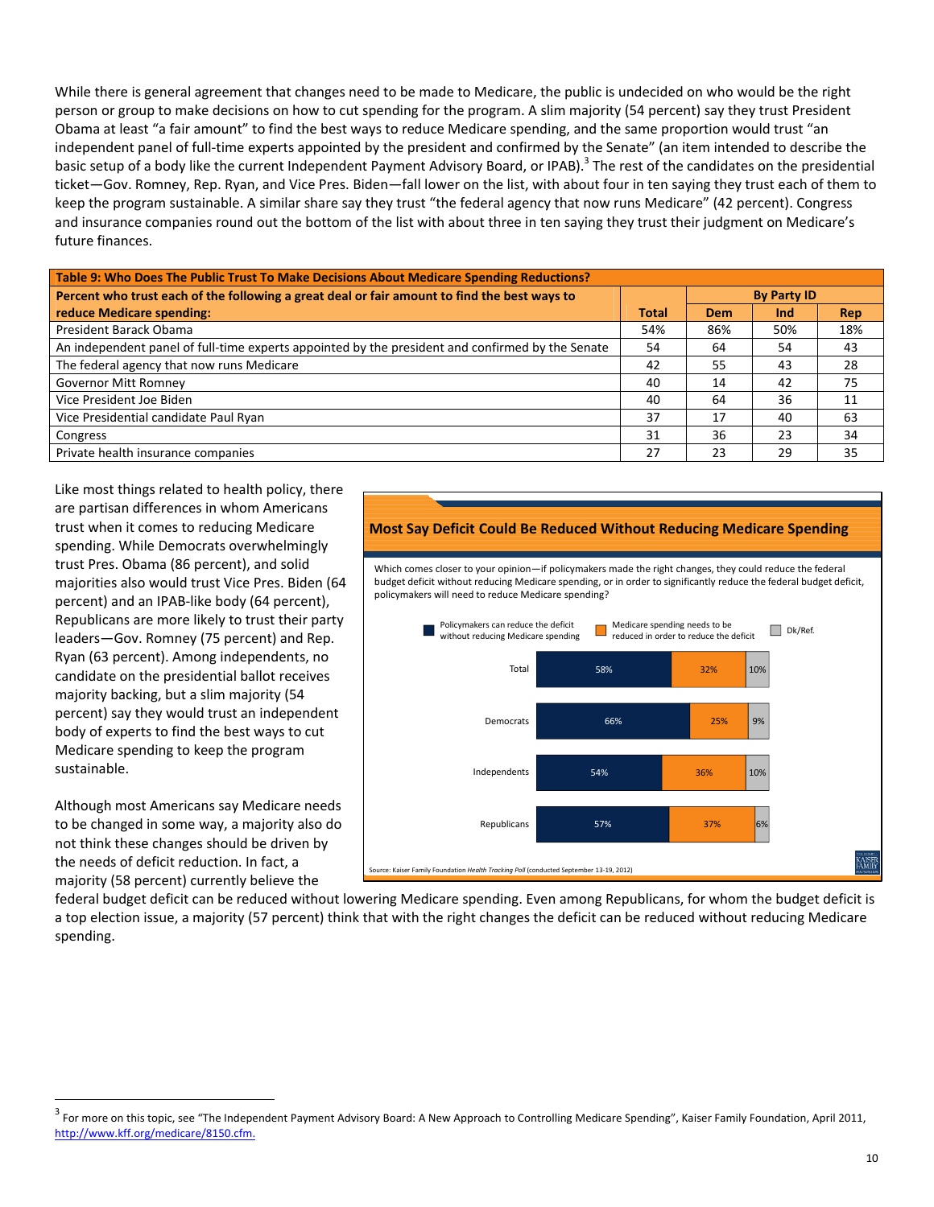While there is general agreement that changes need to be made to Medicare, the public is undecided on who would be the right person or group to make decisions on how to cut spending for the program. A slim majority (54 percent) say they trust President Obama at least "a fair amount" to find the best ways to reduce Medicare spending, and the same proportion would trust "an independent panel of full-time experts appointed by the president and confirmed by the Senate" (an item intended to describe the basic setup of a body like the current Independent Payment Advisory Board, or IPAB).[3] The rest of the candidates on the presidential ticket—Gov. Romney, Rep. Ryan, and Vice Pres. Biden—fall lower on the list, with about four in ten saying they trust each of them to keep the program sustainable. A similar share say they trust "the federal agency that now runs Medicare" (42 percent). Congress and insurance companies round out the bottom of the list with about three in ten saying they trust their judgment on Medicare's future finances.

**Table 9: Who Does The Public Trust To Make Decisions About Medicare Spending Reductions?**

| Percent who trust each of the following a great deal or fair amount to find the best ways to reduce Medicare spending: | Total | By Party ID | | |
|---|---|---|---|---|
| | | Dem | Ind | Rep |
| President Barack Obama | 54% | 86% | 50% | 18% |
| An independent panel of full-time experts appointed by the president and confirmed by the Senate | 54 | 64 | 54 | 43 |
| The federal agency that now runs Medicare | 42 | 55 | 43 | 28 |
| Governor Mitt Romney | 40 | 14 | 42 | 75 |
| Vice President Joe Biden | 40 | 64 | 36 | 11 |
| Vice Presidential candidate Paul Ryan | 37 | 17 | 40 | 63 |
| Congress | 31 | 36 | 23 | 34 |
| Private health insurance companies | 27 | 23 | 29 | 35 |

Like most things related to health policy, there are partisan differences in whom Americans trust when it comes to reducing Medicare spending. While Democrats overwhelmingly trust Pres. Obama (86 percent), and solid majorities also would trust Vice Pres. Biden (64 percent) and an IPAB-like body (64 percent), Republicans are more likely to trust their party leaders—Gov. Romney (75 percent) and Rep. Ryan (63 percent). Among independents, no candidate on the presidential ballot receives majority backing, but a slim majority (54 percent) say they would trust an independent body of experts to find the best ways to cut Medicare spending to keep the program sustainable.

**Most Say Deficit Could Be Reduced Without Reducing Medicare Spending**

Which comes closer to your opinion—if policymakers made the right changes, they could reduce the federal budget deficit without reducing Medicare spending, or in order to significantly reduce the federal budget deficit, policymakers will need to reduce Medicare spending?

| | Policymakers can reduce the deficit without reducing Medicare spending | Medicare spending needs to be reduced in order to reduce the deficit | Dk/Ref. |
|---|---|---|---|
| Total | 58% | 32% | 10% |
| Democrats | 66% | 25% | 9% |
| Independents | 54% | 36% | 10% |
| Republicans | 57% | 37% | 6% |

Source: Kaiser Family Foundation *Health Tracking Poll* (conducted September 13-19, 2012)

Although most Americans say Medicare needs to be changed in some way, a majority also do not think these changes should be driven by the needs of deficit reduction. In fact, a majority (58 percent) currently believe the federal budget deficit can be reduced without lowering Medicare spending. Even among Republicans, for whom the budget deficit is a top election issue, a majority (57 percent) think that with the right changes the deficit can be reduced without reducing Medicare spending.

[3] For more on this topic, see "The Independent Payment Advisory Board: A New Approach to Controlling Medicare Spending", Kaiser Family Foundation, April 2011, http://www.kff.org/medicare/8150.cfm.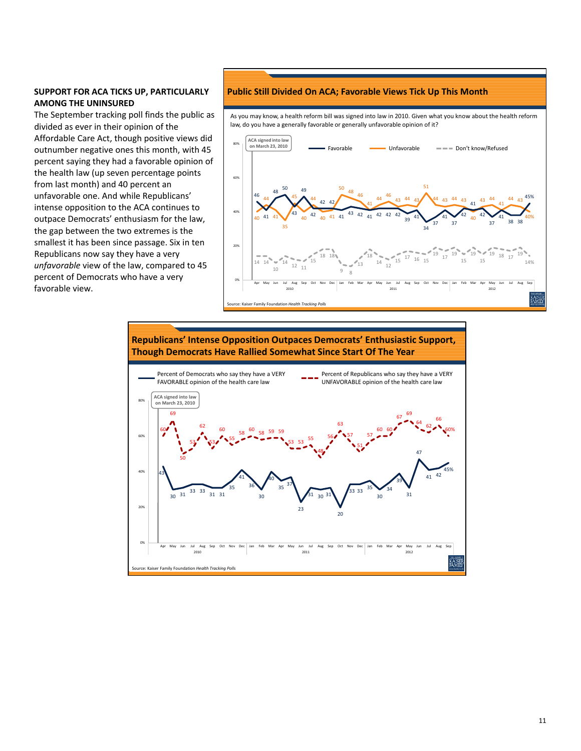## SUPPORT FOR ACA TICKS UP, PARTICULARLY AMONG THE UNINSURED

The September tracking poll finds the public as divided as ever in their opinion of the Affordable Care Act, though positive views did outnumber negative ones this month, with 45 percent saying they had a favorable opinion of the health law (up seven percentage points from last month) and 40 percent an unfavorable one. And while Republicans' intense opposition to the ACA continues to outpace Democrats' enthusiasm for the law, the gap between the two extremes is the smallest it has been since passage. Six in ten Republicans now say they have a very *unfavorable* view of the law, compared to 45 percent of Democrats who have a very favorable view.

### Public Still Divided On ACA; Favorable Views Tick Up This Month

As you may know, a health reform bill was signed into law in 2010. Given what you know about the health reform law, do you have a generally favorable or generally unfavorable opinion of it?

ACA signed into law on March 23, 2010

Favorable | Unfavorable | Don't know/Refused

Favorable: 46, 41, 48, 50, 43, 49, 42, 40, 41, 41, 43, 42, 41, 42, 42, 42, 39, 41, 34, 37, 41, 37, 42, 41, 42, 37, 41, 38, 38, 45%

Unfavorable: 40, 44, 41, 35, 45, 40, 44, 42, 42, 50, 48, 46, 41, 44, 46, 43, 44, 43, 51, 44, 43, 44, 43, 40, 43, 44, 41, 44, 43, 40%

Don't know/Refused: 14, 14, 10, 14, 12, 11, 15, 18, 18, 9, 8, 13, 18, 14, 12, 15, 17, 16, 15, 19, 17, 19, 15, 19, 15, 19, 18, 17, 19, 14%

Apr May Jun Jul Aug Sep Oct Nov Dec 2010 | Jan Feb Mar Apr May Jun Jul Aug Sep Oct Nov Dec 2011 | Jan Feb Mar Apr May Jun Jul Aug Sep 2012

Source: Kaiser Family Foundation *Health Tracking Polls*

### Republicans' Intense Opposition Outpaces Democrats' Enthusiastic Support, Though Democrats Have Rallied Somewhat Since Start Of The Year

Percent of Democrats who say they have a VERY FAVORABLE opinion of the health care law | Percent of Republicans who say they have a VERY UNFAVORABLE opinion of the health care law

ACA signed into law on March 23, 2010

Republicans very unfavorable: 60, 69, 50, 53, 62, 53, 60, 55, 58, 60, 58, 59, 59, 53, 53, 55, 48, 56, 63, 57, 51, 57, 60, 60, 67, 69, 64, 62, 66, 60%

Democrats very favorable: 43, 30, 31, 33, 33, 31, 31, 35, 41, 36, 30, 40, 35, 37, 23, 31, 30, 31, 20, 33, 33, 35, 30, 34, 39, 31, 47, 41, 42, 45%

Apr May Jun Jul Aug Sep Oct Nov Dec 2010 | Jan Feb Mar Apr May Jun Jul Aug Sep Oct Nov Dec 2011 | Jan Feb Mar Apr May Jun Jul Aug Sep 2012

Source: Kaiser Family Foundation *Health Tracking Polls*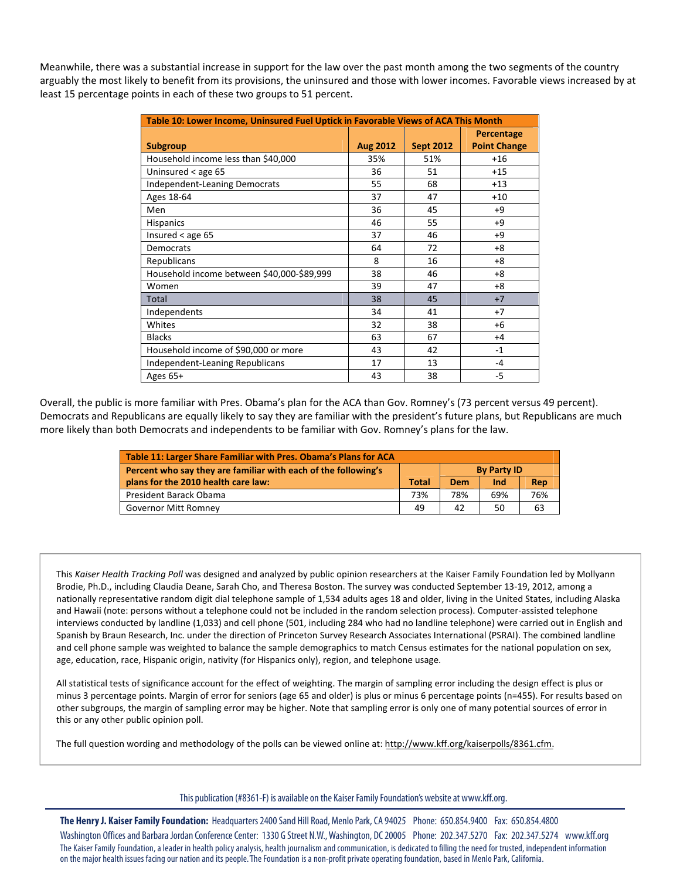Meanwhile, there was a substantial increase in support for the law over the past month among the two segments of the country arguably the most likely to benefit from its provisions, the uninsured and those with lower incomes. Favorable views increased by at least 15 percentage points in each of these two groups to 51 percent.

| Table 10: Lower Income, Uninsured Fuel Uptick in Favorable Views of ACA This Month | | | |
|---|---|---|---|
| **Subgroup** | **Aug 2012** | **Sept 2012** | **Percentage Point Change** |
| Household income less than $40,000 | 35% | 51% | +16 |
| Uninsured < age 65 | 36 | 51 | +15 |
| Independent-Leaning Democrats | 55 | 68 | +13 |
| Ages 18-64 | 37 | 47 | +10 |
| Men | 36 | 45 | +9 |
| Hispanics | 46 | 55 | +9 |
| Insured < age 65 | 37 | 46 | +9 |
| Democrats | 64 | 72 | +8 |
| Republicans | 8 | 16 | +8 |
| Household income between $40,000-$89,999 | 38 | 46 | +8 |
| Women | 39 | 47 | +8 |
| Total | 38 | 45 | +7 |
| Independents | 34 | 41 | +7 |
| Whites | 32 | 38 | +6 |
| Blacks | 63 | 67 | +4 |
| Household income of $90,000 or more | 43 | 42 | -1 |
| Independent-Leaning Republicans | 17 | 13 | -4 |
| Ages 65+ | 43 | 38 | -5 |

Overall, the public is more familiar with Pres. Obama's plan for the ACA than Gov. Romney's (73 percent versus 49 percent). Democrats and Republicans are equally likely to say they are familiar with the president's future plans, but Republicans are much more likely than both Democrats and independents to be familiar with Gov. Romney's plans for the law.

| Table 11: Larger Share Familiar with Pres. Obama's Plans for ACA | | | | |
|---|---|---|---|---|
| **Percent who say they are familiar with each of the following's plans for the 2010 health care law:** | **Total** | **By Party ID** | | |
| | | **Dem** | **Ind** | **Rep** |
| President Barack Obama | 73% | 78% | 69% | 76% |
| Governor Mitt Romney | 49 | 42 | 50 | 63 |

This *Kaiser Health Tracking Poll* was designed and analyzed by public opinion researchers at the Kaiser Family Foundation led by Mollyann Brodie, Ph.D., including Claudia Deane, Sarah Cho, and Theresa Boston. The survey was conducted September 13-19, 2012, among a nationally representative random digit dial telephone sample of 1,534 adults ages 18 and older, living in the United States, including Alaska and Hawaii (note: persons without a telephone could not be included in the random selection process). Computer-assisted telephone interviews conducted by landline (1,033) and cell phone (501, including 284 who had no landline telephone) were carried out in English and Spanish by Braun Research, Inc. under the direction of Princeton Survey Research Associates International (PSRAI). The combined landline and cell phone sample was weighted to balance the sample demographics to match Census estimates for the national population on sex, age, education, race, Hispanic origin, nativity (for Hispanics only), region, and telephone usage.

All statistical tests of significance account for the effect of weighting. The margin of sampling error including the design effect is plus or minus 3 percentage points. Margin of error for seniors (age 65 and older) is plus or minus 6 percentage points (n=455). For results based on other subgroups, the margin of sampling error may be higher. Note that sampling error is only one of many potential sources of error in this or any other public opinion poll.

The full question wording and methodology of the polls can be viewed online at: http://www.kff.org/kaiserpolls/8361.cfm.

This publication (#8361-F) is available on the Kaiser Family Foundation's website at www.kff.org.

**The Henry J. Kaiser Family Foundation:** Headquarters 2400 Sand Hill Road, Menlo Park, CA 94025 Phone: 650.854.9400 Fax: 650.854.4800
Washington Offices and Barbara Jordan Conference Center: 1330 G Street N.W., Washington, DC 20005 Phone: 202.347.5270 Fax: 202.347.5274 www.kff.org
The Kaiser Family Foundation, a leader in health policy analysis, health journalism and communication, is dedicated to filling the need for trusted, independent information on the major health issues facing our nation and its people. The Foundation is a non-profit private operating foundation, based in Menlo Park, California.